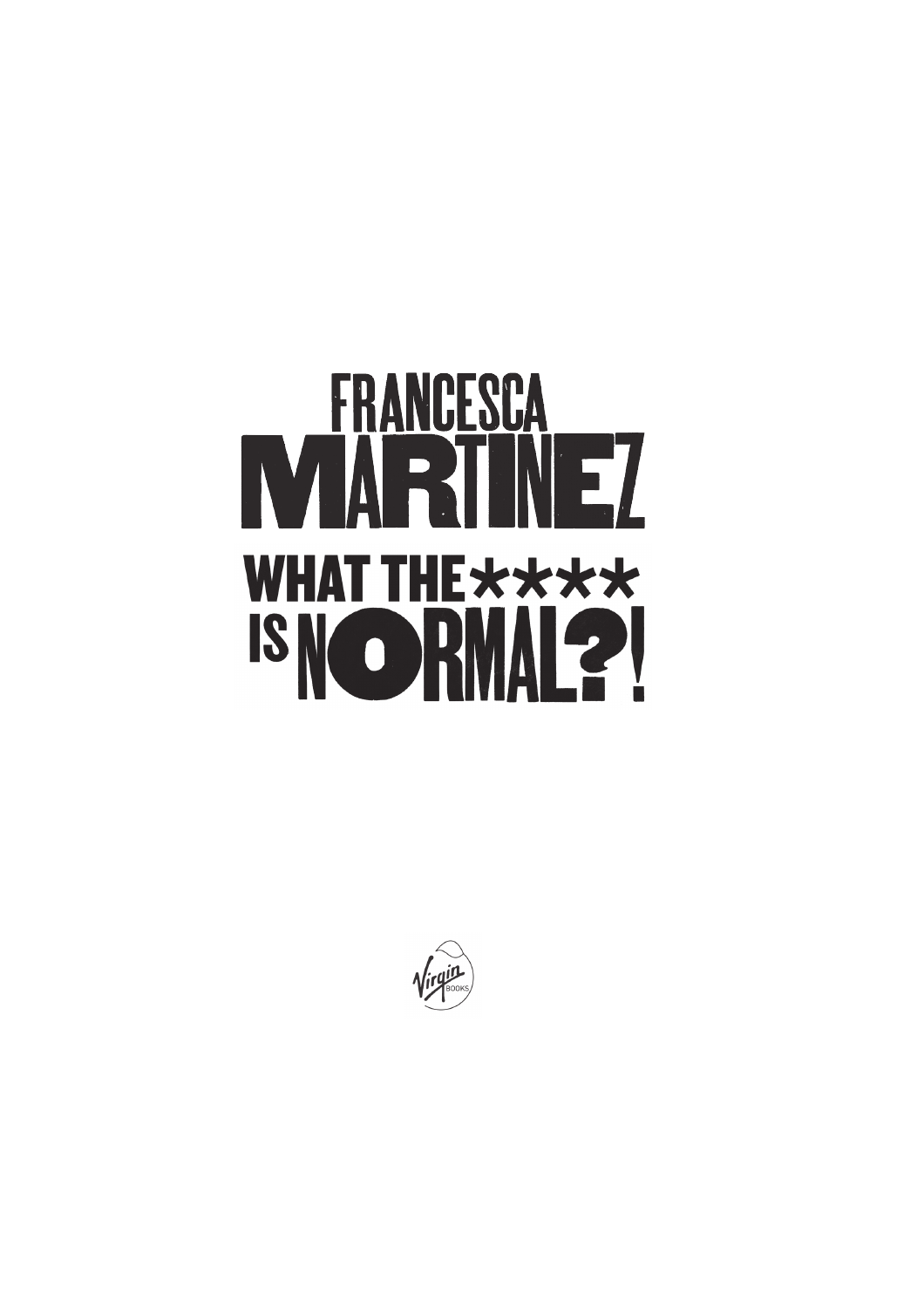# FRANCESCA MARTINEZ

# WHAT THE **** IS NORMAL?!

Virgin BOOKS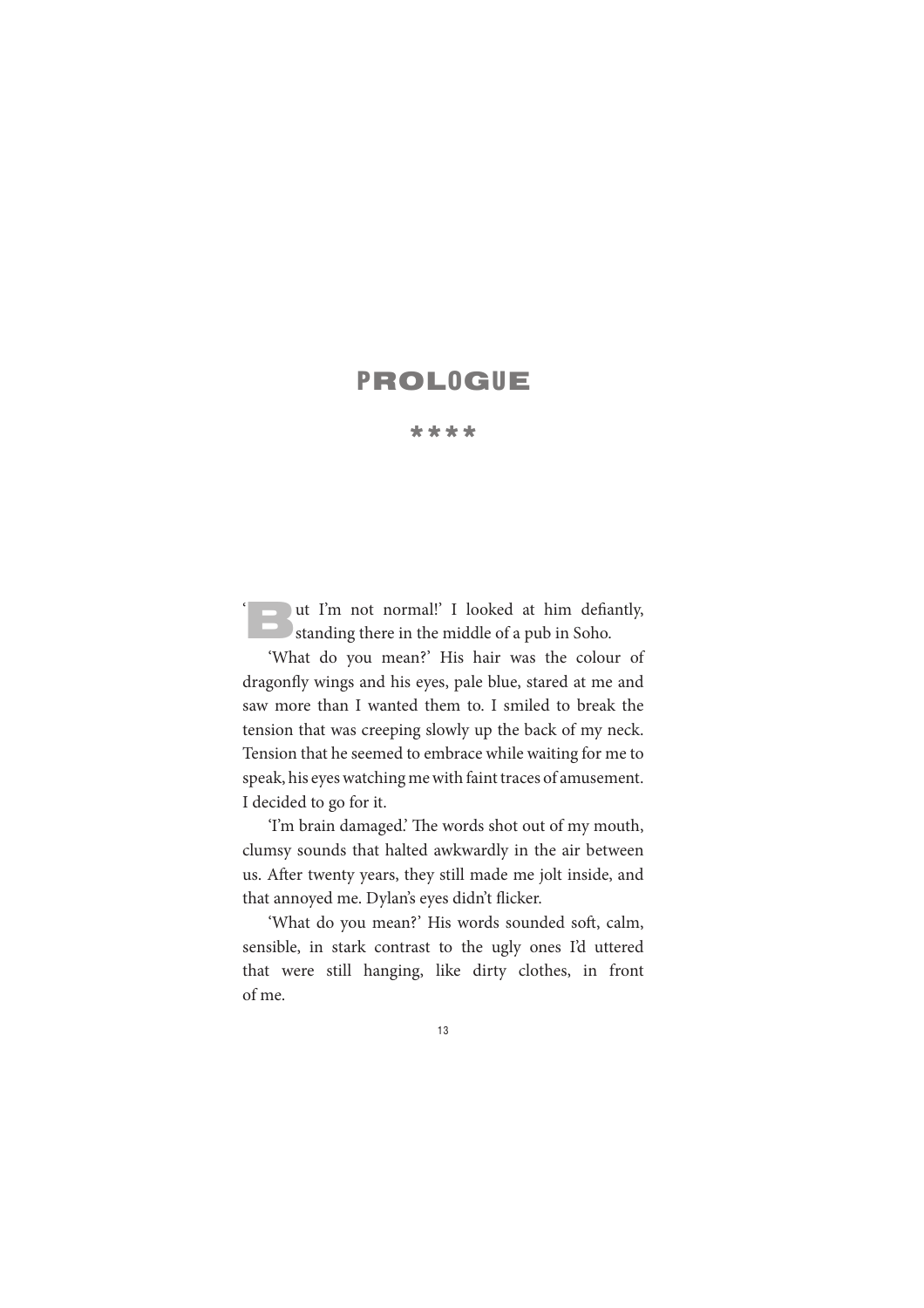# PROLOGUE

\* \* \* \*

'But I'm not normal!' I looked at him defiantly, standing there in the middle of a pub in Soho.

'What do you mean?' His hair was the colour of dragonfly wings and his eyes, pale blue, stared at me and saw more than I wanted them to. I smiled to break the tension that was creeping slowly up the back of my neck. Tension that he seemed to embrace while waiting for me to speak, his eyes watching me with faint traces of amusement. I decided to go for it.

'I'm brain damaged.' The words shot out of my mouth, clumsy sounds that halted awkwardly in the air between us. After twenty years, they still made me jolt inside, and that annoyed me. Dylan's eyes didn't flicker.

'What do you mean?' His words sounded soft, calm, sensible, in stark contrast to the ugly ones I'd uttered that were still hanging, like dirty clothes, in front of me.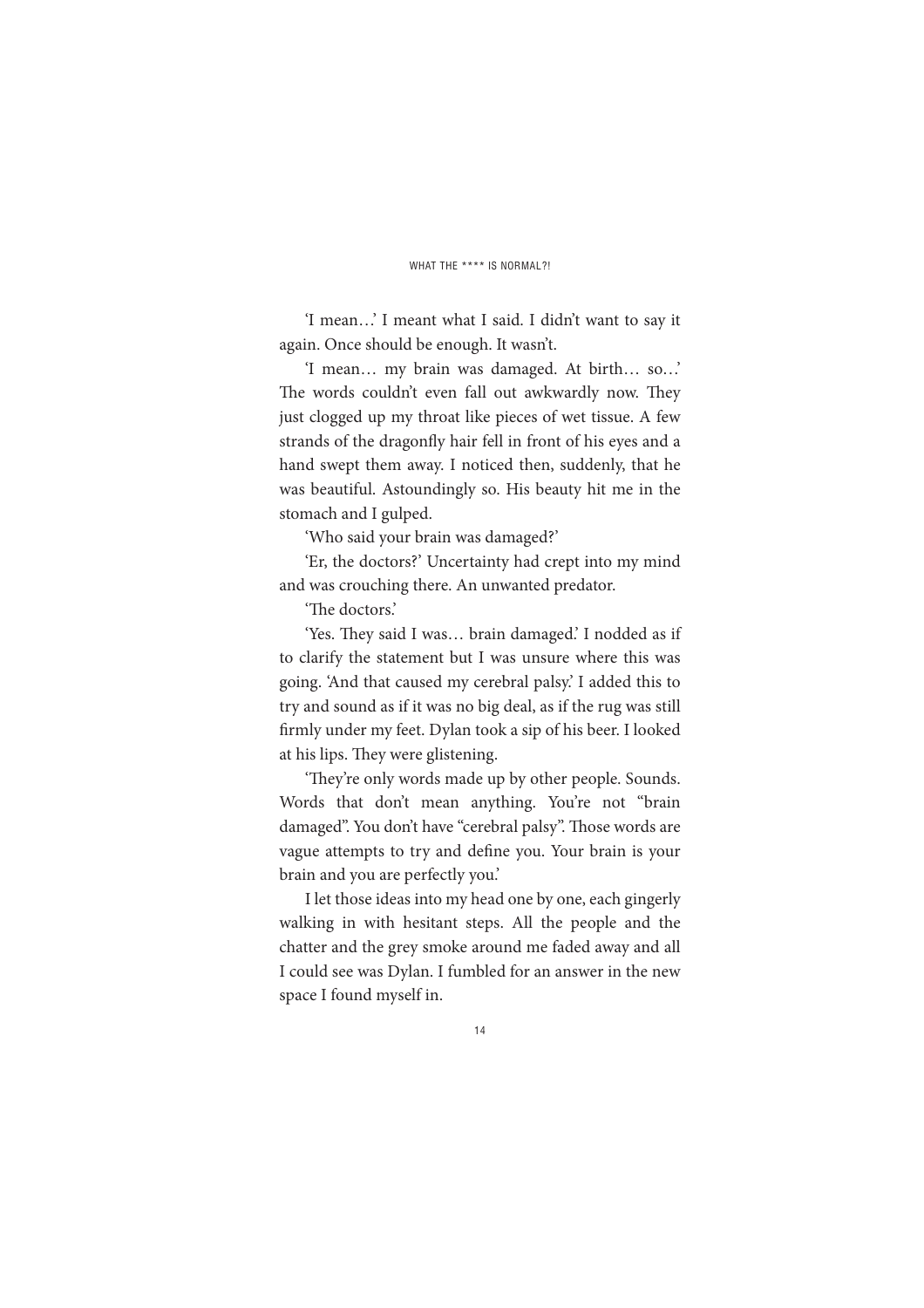'I mean…' I meant what I said. I didn't want to say it again. Once should be enough. It wasn't.

'I mean… my brain was damaged. At birth… so…' The words couldn't even fall out awkwardly now. They just clogged up my throat like pieces of wet tissue. A few strands of the dragonfly hair fell in front of his eyes and a hand swept them away. I noticed then, suddenly, that he was beautiful. Astoundingly so. His beauty hit me in the stomach and I gulped.

'Who said your brain was damaged?'

'Er, the doctors?' Uncertainty had crept into my mind and was crouching there. An unwanted predator.

'The doctors.'

'Yes. They said I was… brain damaged.' I nodded as if to clarify the statement but I was unsure where this was going. 'And that caused my cerebral palsy.' I added this to try and sound as if it was no big deal, as if the rug was still firmly under my feet. Dylan took a sip of his beer. I looked at his lips. They were glistening.

'They're only words made up by other people. Sounds. Words that don't mean anything. You're not "brain damaged". You don't have "cerebral palsy". Those words are vague attempts to try and define you. Your brain is your brain and you are perfectly you.'

I let those ideas into my head one by one, each gingerly walking in with hesitant steps. All the people and the chatter and the grey smoke around me faded away and all I could see was Dylan. I fumbled for an answer in the new space I found myself in.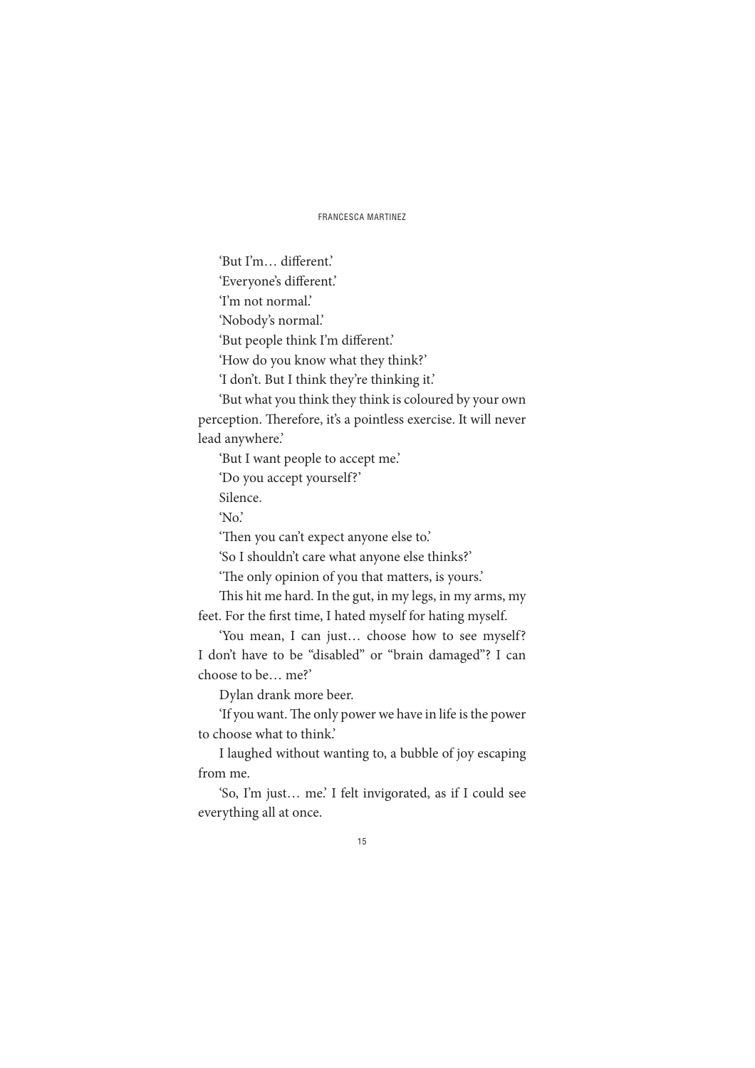'But I'm… different.'

'Everyone's different.'

'I'm not normal.'

'Nobody's normal.'

'But people think I'm different.'

'How do you know what they think?'

'I don't. But I think they're thinking it.'

'But what you think they think is coloured by your own perception. Therefore, it's a pointless exercise. It will never lead anywhere.'

'But I want people to accept me.'

'Do you accept yourself?'

Silence.

'No.'

'Then you can't expect anyone else to.'

'So I shouldn't care what anyone else thinks?'

'The only opinion of you that matters, is yours.'

This hit me hard. In the gut, in my legs, in my arms, my feet. For the first time, I hated myself for hating myself.

'You mean, I can just… choose how to see myself? I don't have to be "disabled" or "brain damaged"? I can choose to be… me?'

Dylan drank more beer.

'If you want. The only power we have in life is the power to choose what to think.'

I laughed without wanting to, a bubble of joy escaping from me.

'So, I'm just… me.' I felt invigorated, as if I could see everything all at once.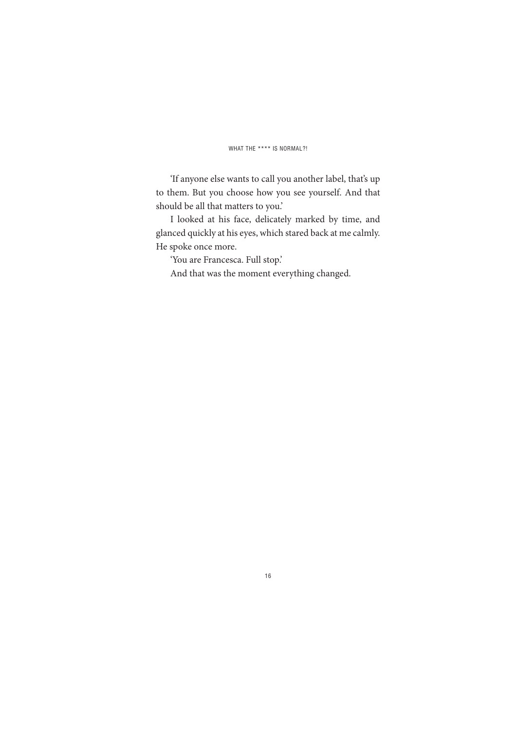'If anyone else wants to call you another label, that's up to them. But you choose how you see yourself. And that should be all that matters to you.'

I looked at his face, delicately marked by time, and glanced quickly at his eyes, which stared back at me calmly. He spoke once more.

'You are Francesca. Full stop.'

And that was the moment everything changed.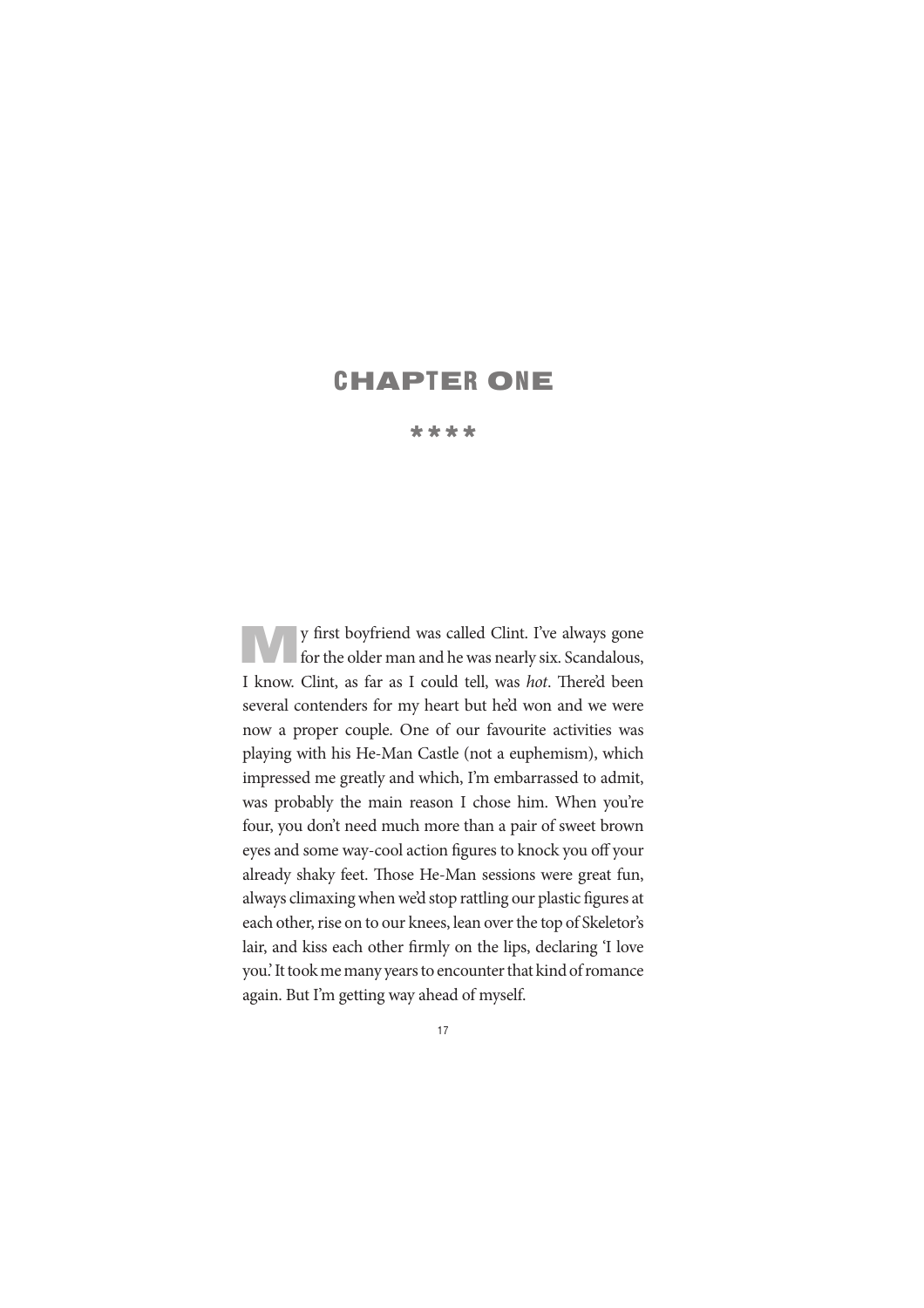# CHAPTER ONE

\* \* \* \*

My first boyfriend was called Clint. I've always gone for the older man and he was nearly six. Scandalous, I know. Clint, as far as I could tell, was *hot*. There'd been several contenders for my heart but he'd won and we were now a proper couple. One of our favourite activities was playing with his He-Man Castle (not a euphemism), which impressed me greatly and which, I'm embarrassed to admit, was probably the main reason I chose him. When you're four, you don't need much more than a pair of sweet brown eyes and some way-cool action figures to knock you off your already shaky feet. Those He-Man sessions were great fun, always climaxing when we'd stop rattling our plastic figures at each other, rise on to our knees, lean over the top of Skeletor's lair, and kiss each other firmly on the lips, declaring 'I love you.' It took me many years to encounter that kind of romance again. But I'm getting way ahead of myself.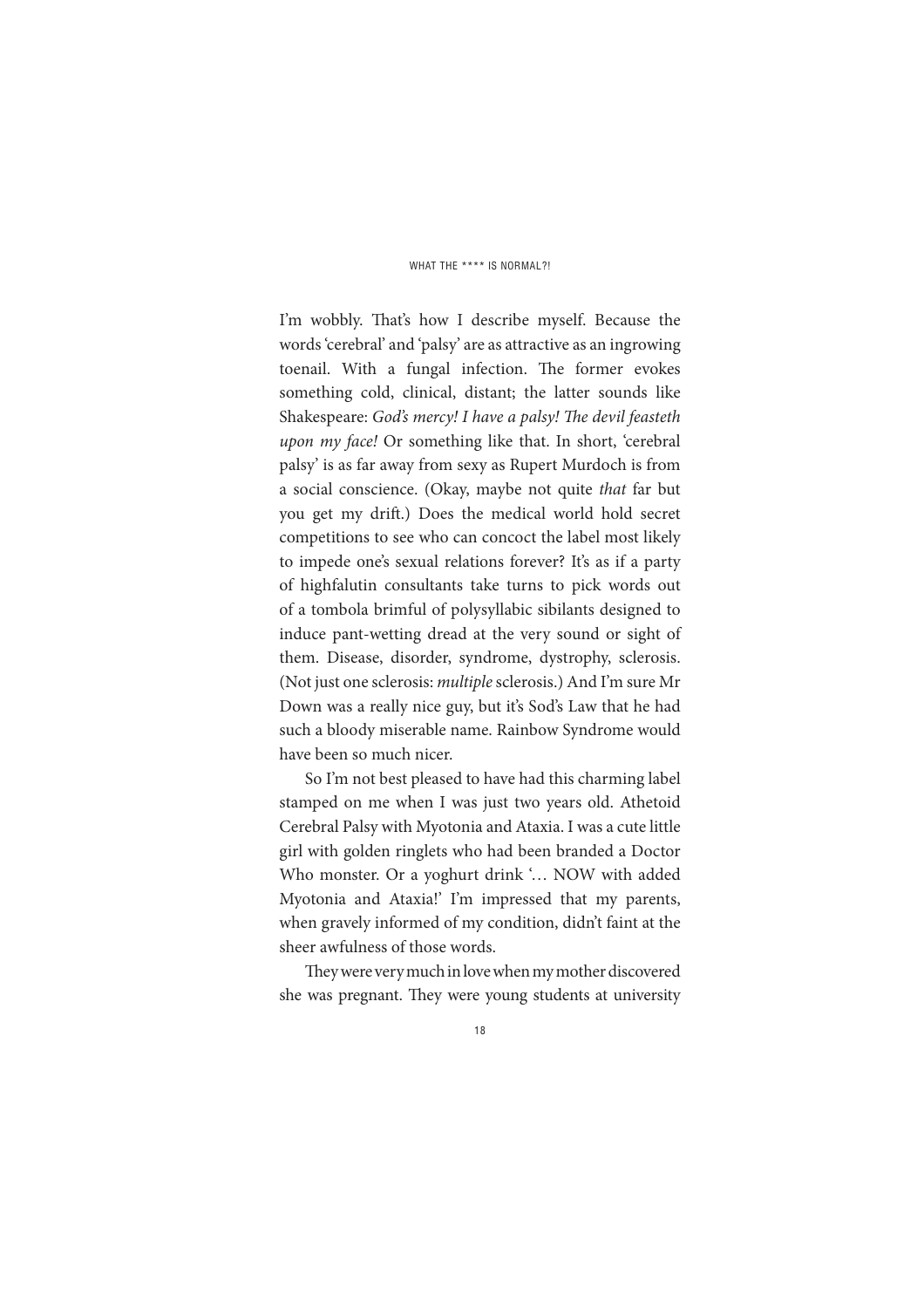I'm wobbly. That's how I describe myself. Because the words 'cerebral' and 'palsy' are as attractive as an ingrowing toenail. With a fungal infection. The former evokes something cold, clinical, distant; the latter sounds like Shakespeare: *God's mercy! I have a palsy! The devil feasteth upon my face!* Or something like that. In short, 'cerebral palsy' is as far away from sexy as Rupert Murdoch is from a social conscience. (Okay, maybe not quite *that* far but you get my drift.) Does the medical world hold secret competitions to see who can concoct the label most likely to impede one's sexual relations forever? It's as if a party of highfalutin consultants take turns to pick words out of a tombola brimful of polysyllabic sibilants designed to induce pant-wetting dread at the very sound or sight of them. Disease, disorder, syndrome, dystrophy, sclerosis. (Not just one sclerosis: *multiple* sclerosis.) And I'm sure Mr Down was a really nice guy, but it's Sod's Law that he had such a bloody miserable name. Rainbow Syndrome would have been so much nicer.

So I'm not best pleased to have had this charming label stamped on me when I was just two years old. Athetoid Cerebral Palsy with Myotonia and Ataxia. I was a cute little girl with golden ringlets who had been branded a Doctor Who monster. Or a yoghurt drink '… NOW with added Myotonia and Ataxia!' I'm impressed that my parents, when gravely informed of my condition, didn't faint at the sheer awfulness of those words.

They were very much in love when my mother discovered she was pregnant. They were young students at university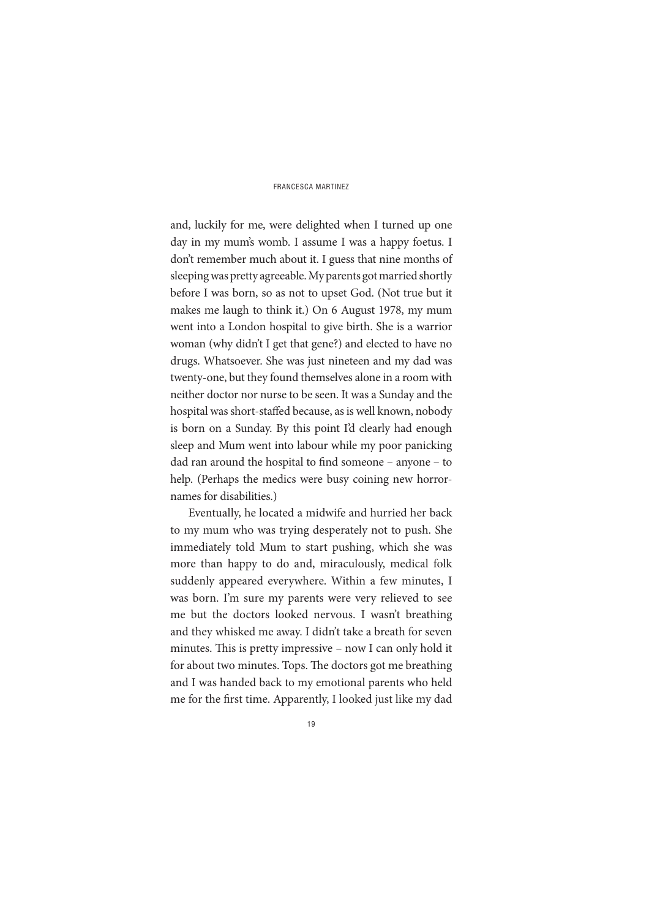and, luckily for me, were delighted when I turned up one day in my mum's womb. I assume I was a happy foetus. I don't remember much about it. I guess that nine months of sleeping was pretty agreeable. My parents got married shortly before I was born, so as not to upset God. (Not true but it makes me laugh to think it.) On 6 August 1978, my mum went into a London hospital to give birth. She is a warrior woman (why didn't I get that gene?) and elected to have no drugs. Whatsoever. She was just nineteen and my dad was twenty-one, but they found themselves alone in a room with neither doctor nor nurse to be seen. It was a Sunday and the hospital was short-staffed because, as is well known, nobody is born on a Sunday. By this point I'd clearly had enough sleep and Mum went into labour while my poor panicking dad ran around the hospital to find someone – anyone – to help. (Perhaps the medics were busy coining new horror-names for disabilities.)

Eventually, he located a midwife and hurried her back to my mum who was trying desperately not to push. She immediately told Mum to start pushing, which she was more than happy to do and, miraculously, medical folk suddenly appeared everywhere. Within a few minutes, I was born. I'm sure my parents were very relieved to see me but the doctors looked nervous. I wasn't breathing and they whisked me away. I didn't take a breath for seven minutes. This is pretty impressive – now I can only hold it for about two minutes. Tops. The doctors got me breathing and I was handed back to my emotional parents who held me for the first time. Apparently, I looked just like my dad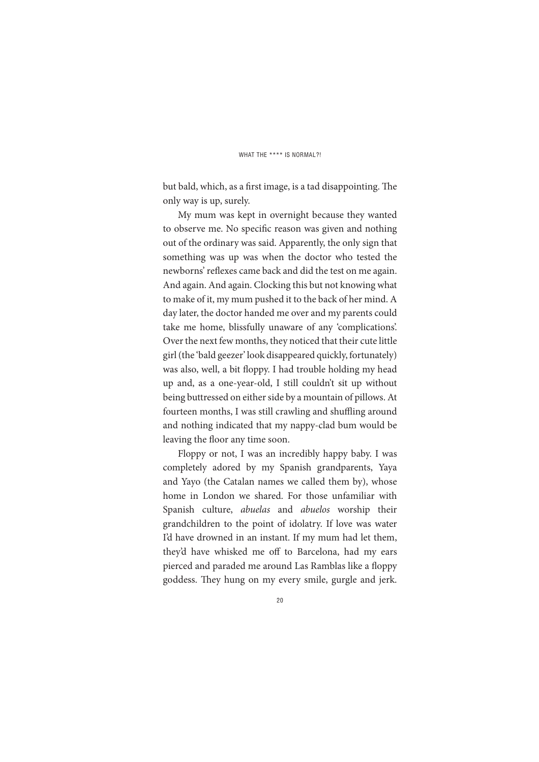but bald, which, as a first image, is a tad disappointing. The only way is up, surely.

My mum was kept in overnight because they wanted to observe me. No specific reason was given and nothing out of the ordinary was said. Apparently, the only sign that something was up was when the doctor who tested the newborns' reflexes came back and did the test on me again. And again. And again. Clocking this but not knowing what to make of it, my mum pushed it to the back of her mind. A day later, the doctor handed me over and my parents could take me home, blissfully unaware of any 'complications'. Over the next few months, they noticed that their cute little girl (the 'bald geezer' look disappeared quickly, fortunately) was also, well, a bit floppy. I had trouble holding my head up and, as a one-year-old, I still couldn't sit up without being buttressed on either side by a mountain of pillows. At fourteen months, I was still crawling and shuffling around and nothing indicated that my nappy-clad bum would be leaving the floor any time soon.

Floppy or not, I was an incredibly happy baby. I was completely adored by my Spanish grandparents, Yaya and Yayo (the Catalan names we called them by), whose home in London we shared. For those unfamiliar with Spanish culture, *abuelas* and *abuelos* worship their grandchildren to the point of idolatry. If love was water I'd have drowned in an instant. If my mum had let them, they'd have whisked me off to Barcelona, had my ears pierced and paraded me around Las Ramblas like a floppy goddess. They hung on my every smile, gurgle and jerk.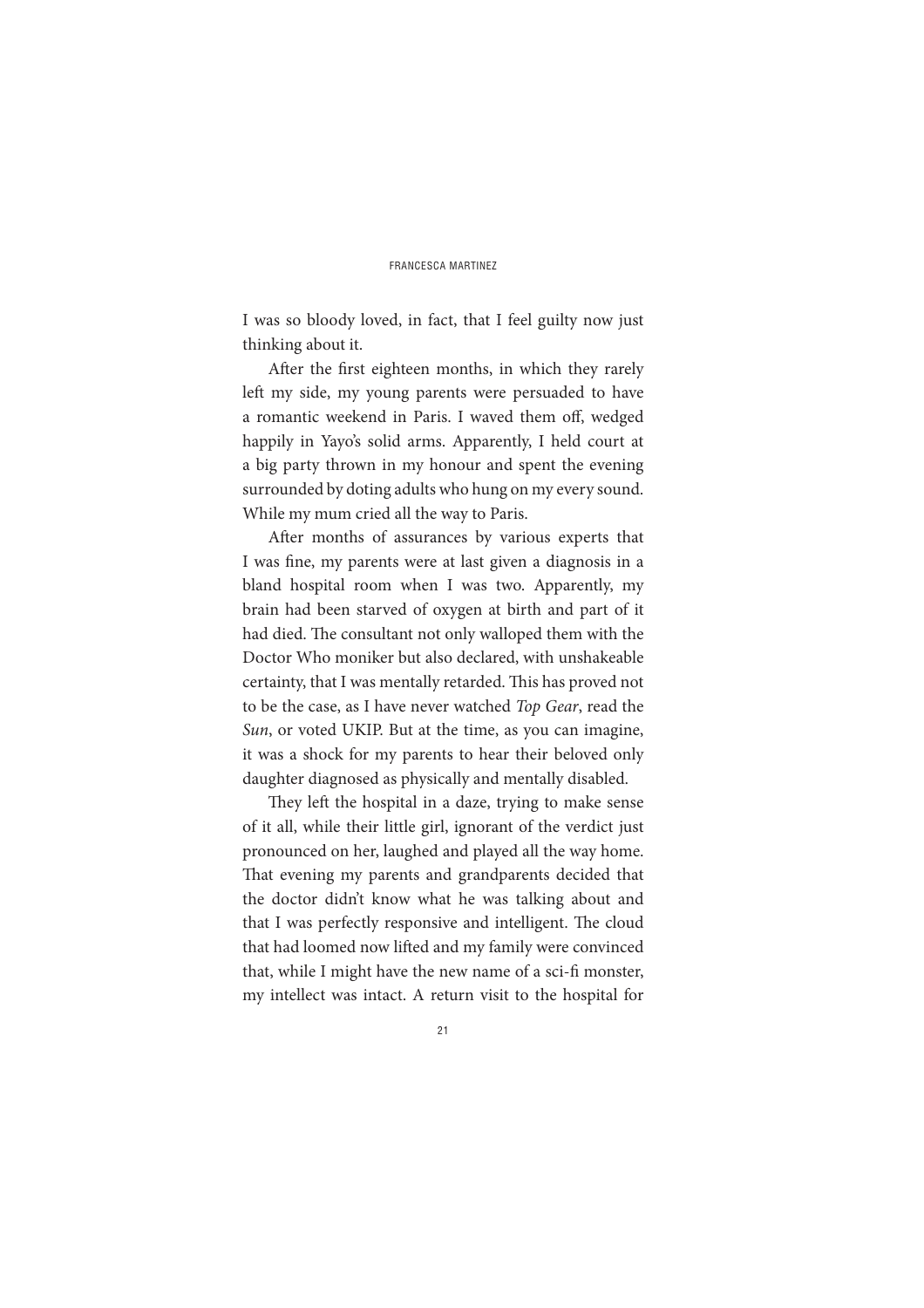I was so bloody loved, in fact, that I feel guilty now just thinking about it.

After the first eighteen months, in which they rarely left my side, my young parents were persuaded to have a romantic weekend in Paris. I waved them off, wedged happily in Yayo's solid arms. Apparently, I held court at a big party thrown in my honour and spent the evening surrounded by doting adults who hung on my every sound. While my mum cried all the way to Paris.

After months of assurances by various experts that I was fine, my parents were at last given a diagnosis in a bland hospital room when I was two. Apparently, my brain had been starved of oxygen at birth and part of it had died. The consultant not only walloped them with the Doctor Who moniker but also declared, with unshakeable certainty, that I was mentally retarded. This has proved not to be the case, as I have never watched *Top Gear*, read the *Sun*, or voted UKIP. But at the time, as you can imagine, it was a shock for my parents to hear their beloved only daughter diagnosed as physically and mentally disabled.

They left the hospital in a daze, trying to make sense of it all, while their little girl, ignorant of the verdict just pronounced on her, laughed and played all the way home. That evening my parents and grandparents decided that the doctor didn't know what he was talking about and that I was perfectly responsive and intelligent. The cloud that had loomed now lifted and my family were convinced that, while I might have the new name of a sci-fi monster, my intellect was intact. A return visit to the hospital for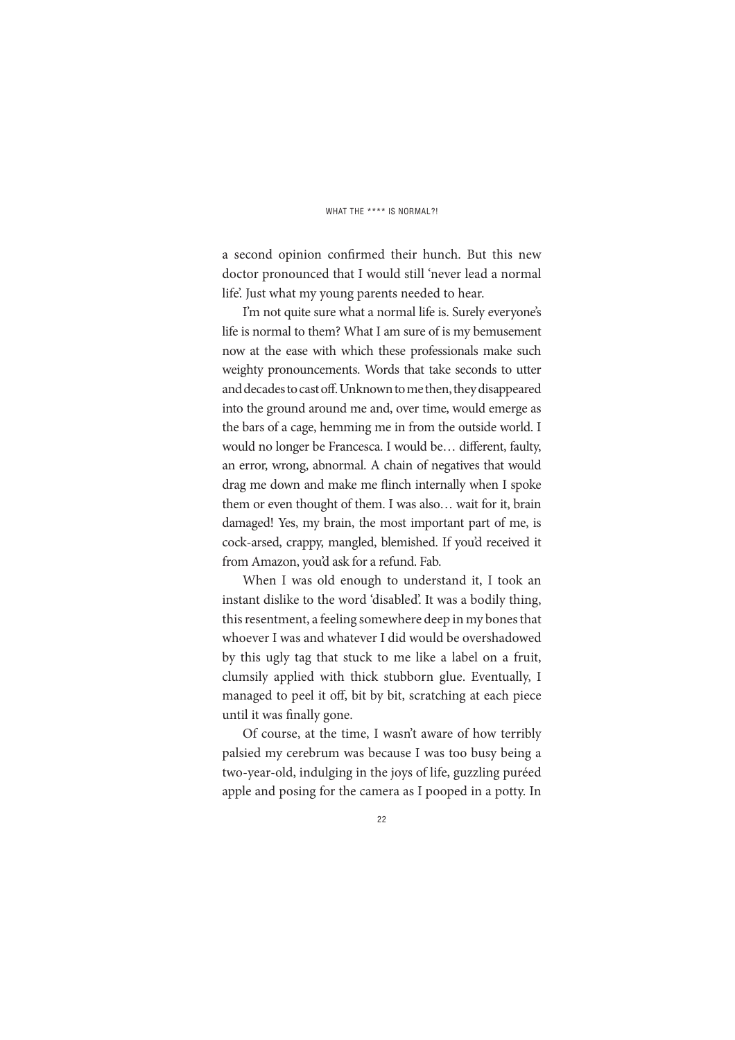a second opinion confirmed their hunch. But this new doctor pronounced that I would still 'never lead a normal life'. Just what my young parents needed to hear.

I'm not quite sure what a normal life is. Surely everyone's life is normal to them? What I am sure of is my bemusement now at the ease with which these professionals make such weighty pronouncements. Words that take seconds to utter and decades to cast off. Unknown to me then, they disappeared into the ground around me and, over time, would emerge as the bars of a cage, hemming me in from the outside world. I would no longer be Francesca. I would be… different, faulty, an error, wrong, abnormal. A chain of negatives that would drag me down and make me flinch internally when I spoke them or even thought of them. I was also… wait for it, brain damaged! Yes, my brain, the most important part of me, is cock-arsed, crappy, mangled, blemished. If you'd received it from Amazon, you'd ask for a refund. Fab.

When I was old enough to understand it, I took an instant dislike to the word 'disabled'. It was a bodily thing, this resentment, a feeling somewhere deep in my bones that whoever I was and whatever I did would be overshadowed by this ugly tag that stuck to me like a label on a fruit, clumsily applied with thick stubborn glue. Eventually, I managed to peel it off, bit by bit, scratching at each piece until it was finally gone.

Of course, at the time, I wasn't aware of how terribly palsied my cerebrum was because I was too busy being a two-year-old, indulging in the joys of life, guzzling puréed apple and posing for the camera as I pooped in a potty. In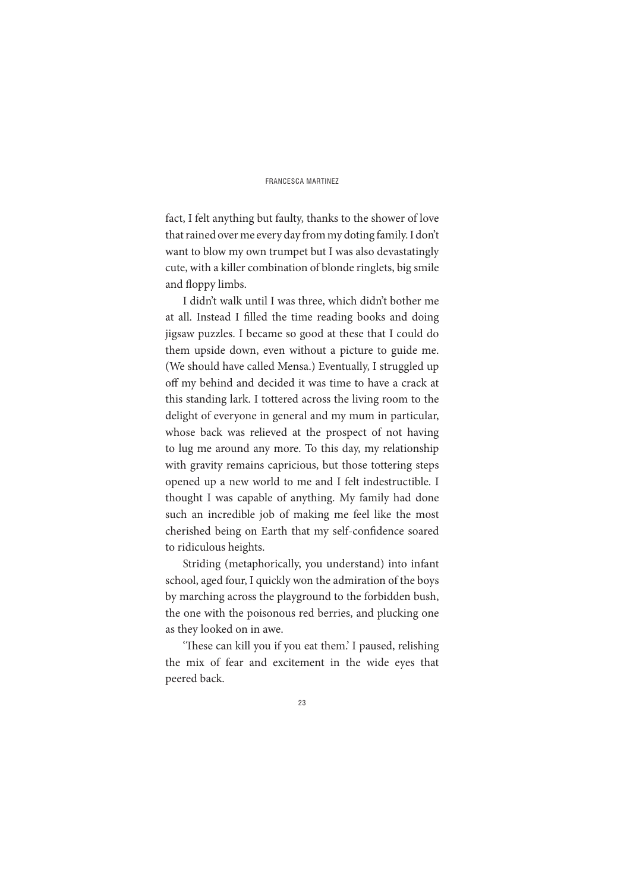fact, I felt anything but faulty, thanks to the shower of love that rained over me every day from my doting family. I don't want to blow my own trumpet but I was also devastatingly cute, with a killer combination of blonde ringlets, big smile and floppy limbs.

I didn't walk until I was three, which didn't bother me at all. Instead I filled the time reading books and doing jigsaw puzzles. I became so good at these that I could do them upside down, even without a picture to guide me. (We should have called Mensa.) Eventually, I struggled up off my behind and decided it was time to have a crack at this standing lark. I tottered across the living room to the delight of everyone in general and my mum in particular, whose back was relieved at the prospect of not having to lug me around any more. To this day, my relationship with gravity remains capricious, but those tottering steps opened up a new world to me and I felt indestructible. I thought I was capable of anything. My family had done such an incredible job of making me feel like the most cherished being on Earth that my self-confidence soared to ridiculous heights.

Striding (metaphorically, you understand) into infant school, aged four, I quickly won the admiration of the boys by marching across the playground to the forbidden bush, the one with the poisonous red berries, and plucking one as they looked on in awe.

'These can kill you if you eat them.' I paused, relishing the mix of fear and excitement in the wide eyes that peered back.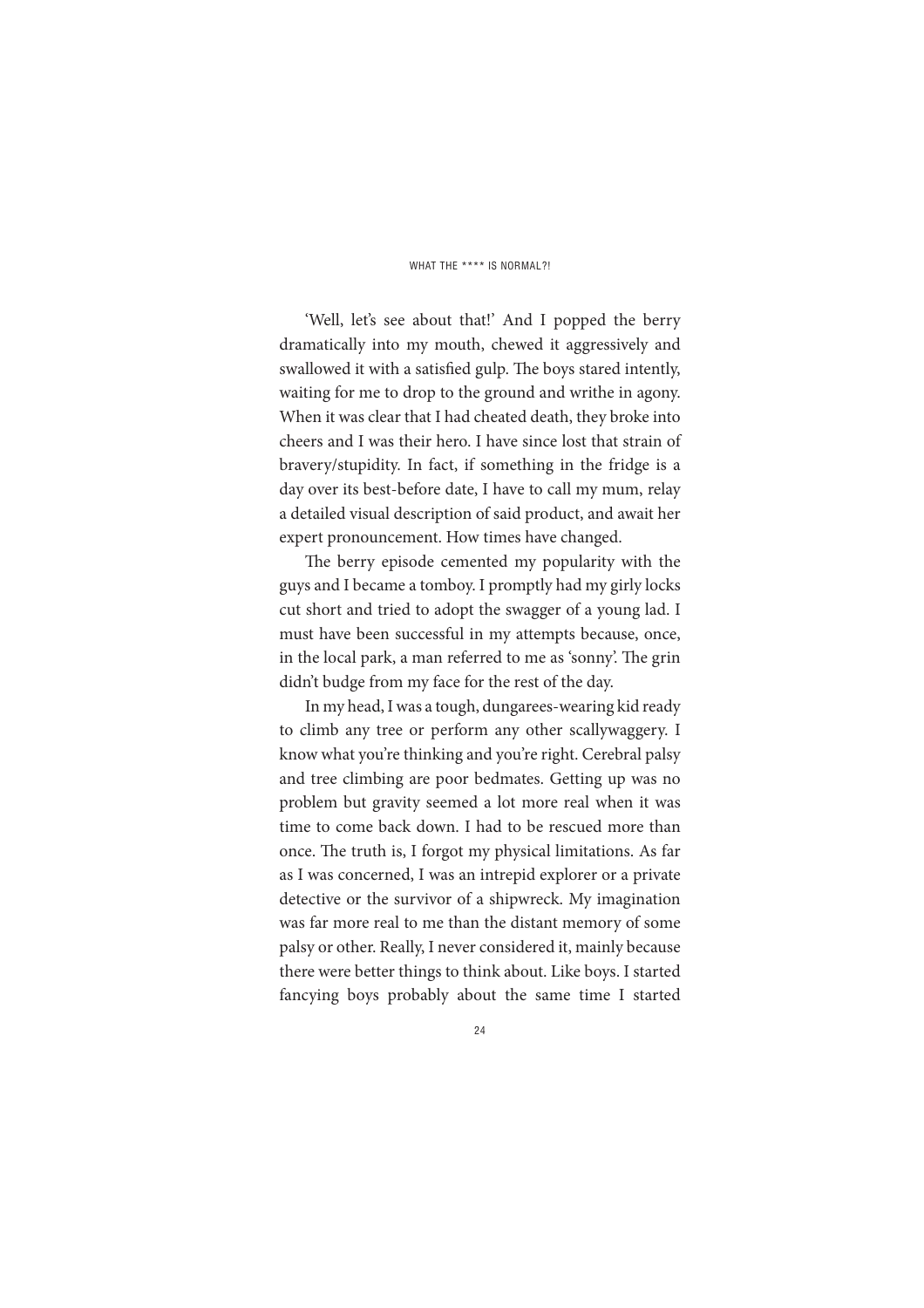'Well, let's see about that!' And I popped the berry dramatically into my mouth, chewed it aggressively and swallowed it with a satisfied gulp. The boys stared intently, waiting for me to drop to the ground and writhe in agony. When it was clear that I had cheated death, they broke into cheers and I was their hero. I have since lost that strain of bravery/stupidity. In fact, if something in the fridge is a day over its best-before date, I have to call my mum, relay a detailed visual description of said product, and await her expert pronouncement. How times have changed.

The berry episode cemented my popularity with the guys and I became a tomboy. I promptly had my girly locks cut short and tried to adopt the swagger of a young lad. I must have been successful in my attempts because, once, in the local park, a man referred to me as 'sonny'. The grin didn't budge from my face for the rest of the day.

In my head, I was a tough, dungarees-wearing kid ready to climb any tree or perform any other scallywaggery. I know what you're thinking and you're right. Cerebral palsy and tree climbing are poor bedmates. Getting up was no problem but gravity seemed a lot more real when it was time to come back down. I had to be rescued more than once. The truth is, I forgot my physical limitations. As far as I was concerned, I was an intrepid explorer or a private detective or the survivor of a shipwreck. My imagination was far more real to me than the distant memory of some palsy or other. Really, I never considered it, mainly because there were better things to think about. Like boys. I started fancying boys probably about the same time I started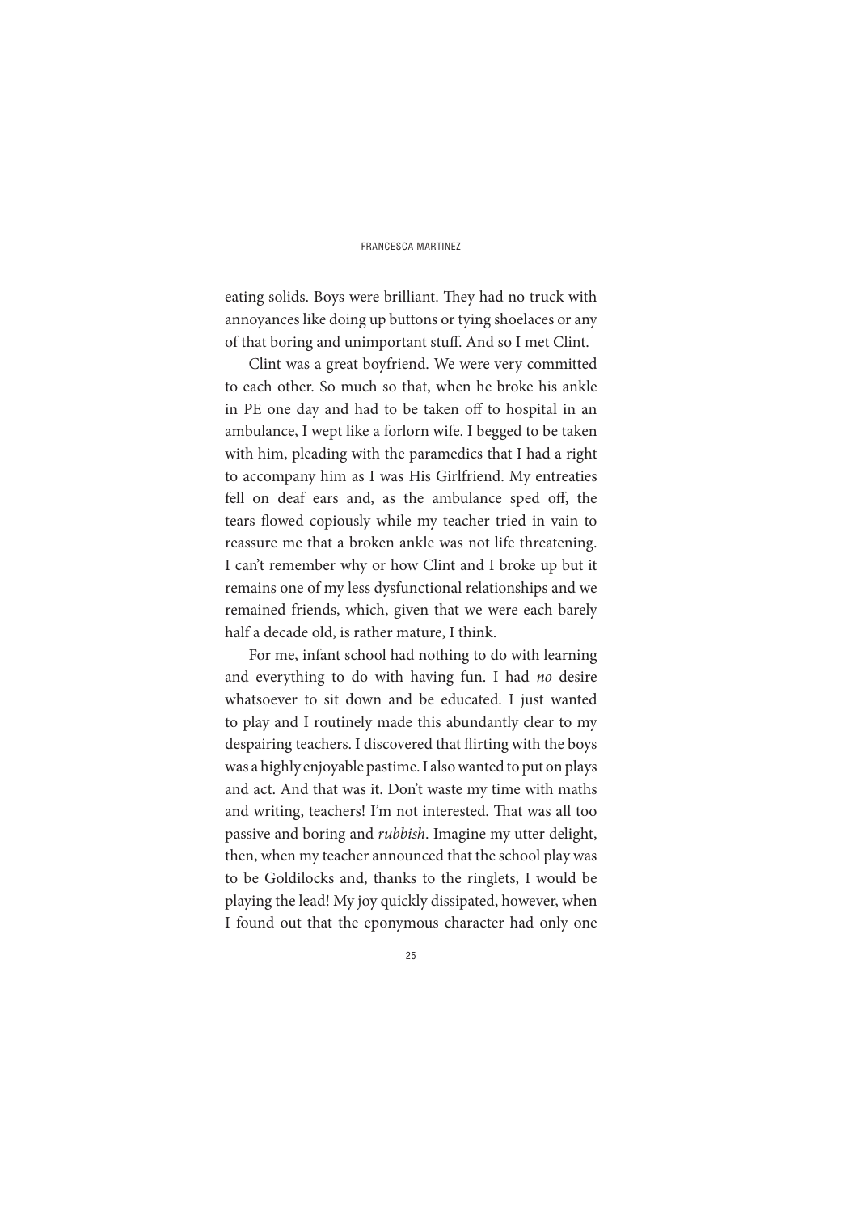eating solids. Boys were brilliant. They had no truck with annoyances like doing up buttons or tying shoelaces or any of that boring and unimportant stuff. And so I met Clint.

Clint was a great boyfriend. We were very committed to each other. So much so that, when he broke his ankle in PE one day and had to be taken off to hospital in an ambulance, I wept like a forlorn wife. I begged to be taken with him, pleading with the paramedics that I had a right to accompany him as I was His Girlfriend. My entreaties fell on deaf ears and, as the ambulance sped off, the tears flowed copiously while my teacher tried in vain to reassure me that a broken ankle was not life threatening. I can't remember why or how Clint and I broke up but it remains one of my less dysfunctional relationships and we remained friends, which, given that we were each barely half a decade old, is rather mature, I think.

For me, infant school had nothing to do with learning and everything to do with having fun. I had *no* desire whatsoever to sit down and be educated. I just wanted to play and I routinely made this abundantly clear to my despairing teachers. I discovered that flirting with the boys was a highly enjoyable pastime. I also wanted to put on plays and act. And that was it. Don't waste my time with maths and writing, teachers! I'm not interested. That was all too passive and boring and *rubbish*. Imagine my utter delight, then, when my teacher announced that the school play was to be Goldilocks and, thanks to the ringlets, I would be playing the lead! My joy quickly dissipated, however, when I found out that the eponymous character had only one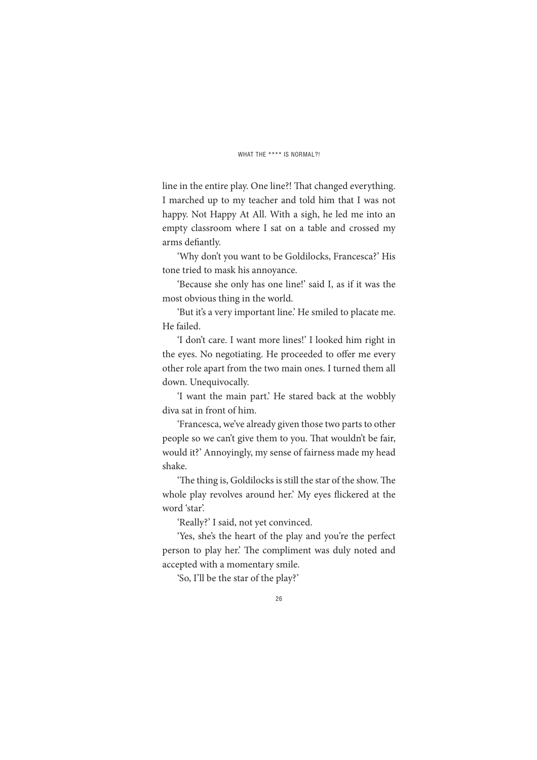line in the entire play. One line?! That changed everything. I marched up to my teacher and told him that I was not happy. Not Happy At All. With a sigh, he led me into an empty classroom where I sat on a table and crossed my arms defiantly.

'Why don't you want to be Goldilocks, Francesca?' His tone tried to mask his annoyance.

'Because she only has one line!' said I, as if it was the most obvious thing in the world.

'But it's a very important line.' He smiled to placate me. He failed.

'I don't care. I want more lines!' I looked him right in the eyes. No negotiating. He proceeded to offer me every other role apart from the two main ones. I turned them all down. Unequivocally.

'I want the main part.' He stared back at the wobbly diva sat in front of him.

'Francesca, we've already given those two parts to other people so we can't give them to you. That wouldn't be fair, would it?' Annoyingly, my sense of fairness made my head shake.

'The thing is, Goldilocks is still the star of the show. The whole play revolves around her.' My eyes flickered at the word 'star'.

'Really?' I said, not yet convinced.

'Yes, she's the heart of the play and you're the perfect person to play her.' The compliment was duly noted and accepted with a momentary smile.

'So, I'll be the star of the play?'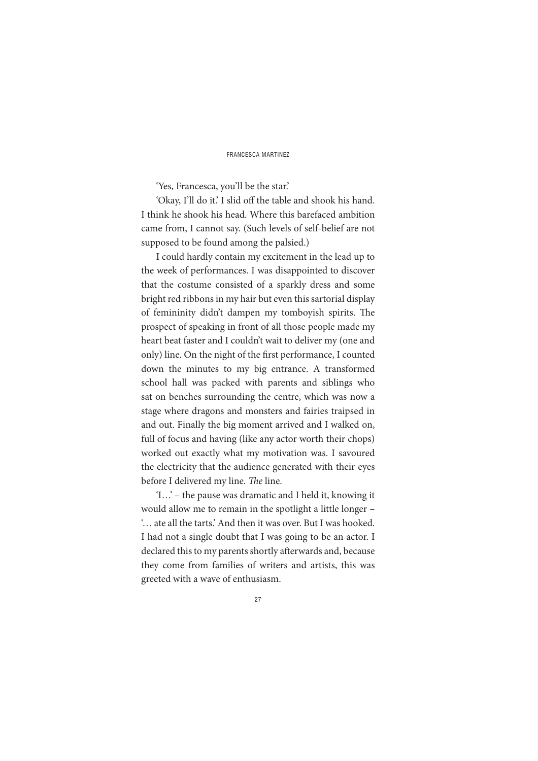'Yes, Francesca, you'll be the star.'

'Okay, I'll do it.' I slid off the table and shook his hand. I think he shook his head. Where this barefaced ambition came from, I cannot say. (Such levels of self-belief are not supposed to be found among the palsied.)

I could hardly contain my excitement in the lead up to the week of performances. I was disappointed to discover that the costume consisted of a sparkly dress and some bright red ribbons in my hair but even this sartorial display of femininity didn't dampen my tomboyish spirits. The prospect of speaking in front of all those people made my heart beat faster and I couldn't wait to deliver my (one and only) line. On the night of the first performance, I counted down the minutes to my big entrance. A transformed school hall was packed with parents and siblings who sat on benches surrounding the centre, which was now a stage where dragons and monsters and fairies traipsed in and out. Finally the big moment arrived and I walked on, full of focus and having (like any actor worth their chops) worked out exactly what my motivation was. I savoured the electricity that the audience generated with their eyes before I delivered my line. *The* line.

'I…' – the pause was dramatic and I held it, knowing it would allow me to remain in the spotlight a little longer – '… ate all the tarts.' And then it was over. But I was hooked. I had not a single doubt that I was going to be an actor. I declared this to my parents shortly afterwards and, because they come from families of writers and artists, this was greeted with a wave of enthusiasm.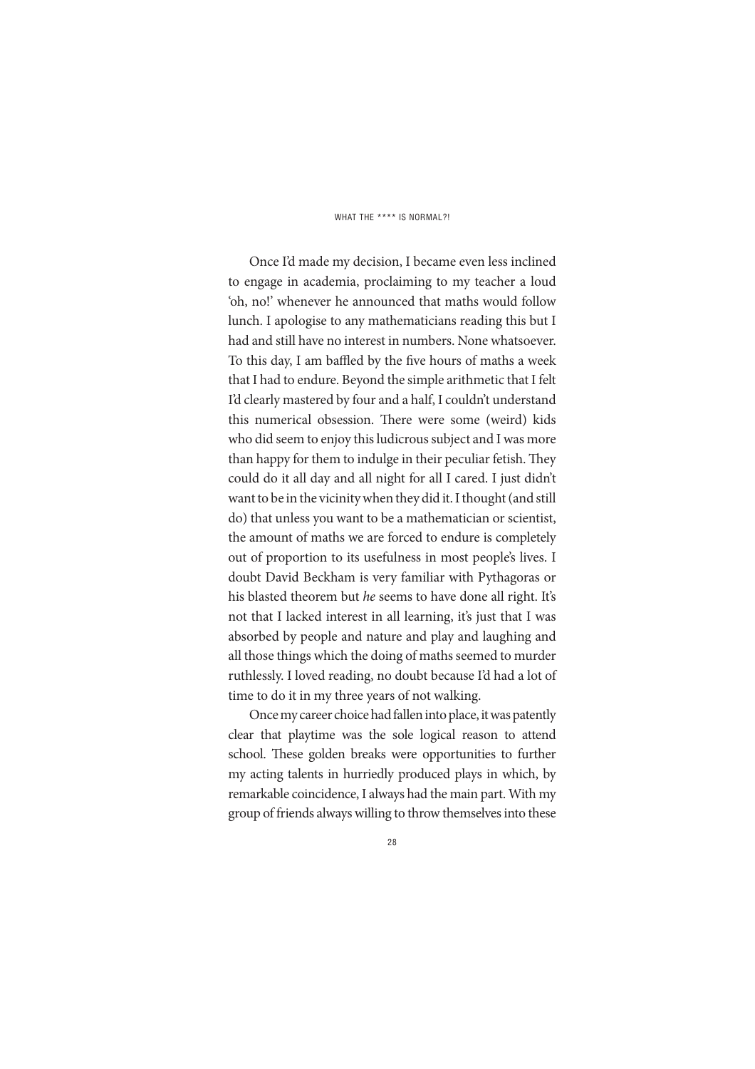Once I'd made my decision, I became even less inclined to engage in academia, proclaiming to my teacher a loud 'oh, no!' whenever he announced that maths would follow lunch. I apologise to any mathematicians reading this but I had and still have no interest in numbers. None whatsoever. To this day, I am baffled by the five hours of maths a week that I had to endure. Beyond the simple arithmetic that I felt I'd clearly mastered by four and a half, I couldn't understand this numerical obsession. There were some (weird) kids who did seem to enjoy this ludicrous subject and I was more than happy for them to indulge in their peculiar fetish. They could do it all day and all night for all I cared. I just didn't want to be in the vicinity when they did it. I thought (and still do) that unless you want to be a mathematician or scientist, the amount of maths we are forced to endure is completely out of proportion to its usefulness in most people's lives. I doubt David Beckham is very familiar with Pythagoras or his blasted theorem but *he* seems to have done all right. It's not that I lacked interest in all learning, it's just that I was absorbed by people and nature and play and laughing and all those things which the doing of maths seemed to murder ruthlessly. I loved reading, no doubt because I'd had a lot of time to do it in my three years of not walking.

Once my career choice had fallen into place, it was patently clear that playtime was the sole logical reason to attend school. These golden breaks were opportunities to further my acting talents in hurriedly produced plays in which, by remarkable coincidence, I always had the main part. With my group of friends always willing to throw themselves into these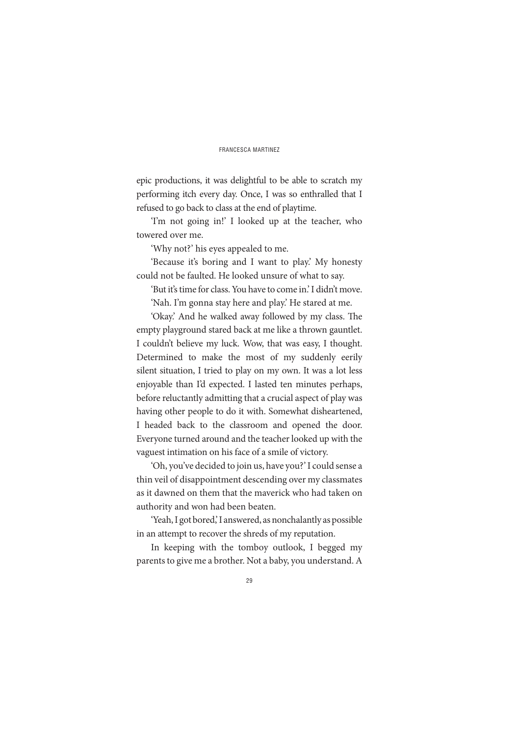epic productions, it was delightful to be able to scratch my performing itch every day. Once, I was so enthralled that I refused to go back to class at the end of playtime.

'I'm not going in!' I looked up at the teacher, who towered over me.

'Why not?' his eyes appealed to me.

'Because it's boring and I want to play.' My honesty could not be faulted. He looked unsure of what to say.

'But it's time for class. You have to come in.' I didn't move.

'Nah. I'm gonna stay here and play.' He stared at me.

'Okay.' And he walked away followed by my class. The empty playground stared back at me like a thrown gauntlet. I couldn't believe my luck. Wow, that was easy, I thought. Determined to make the most of my suddenly eerily silent situation, I tried to play on my own. It was a lot less enjoyable than I'd expected. I lasted ten minutes perhaps, before reluctantly admitting that a crucial aspect of play was having other people to do it with. Somewhat disheartened, I headed back to the classroom and opened the door. Everyone turned around and the teacher looked up with the vaguest intimation on his face of a smile of victory.

'Oh, you've decided to join us, have you?' I could sense a thin veil of disappointment descending over my classmates as it dawned on them that the maverick who had taken on authority and won had been beaten.

'Yeah, I got bored,' I answered, as nonchalantly as possible in an attempt to recover the shreds of my reputation.

In keeping with the tomboy outlook, I begged my parents to give me a brother. Not a baby, you understand. A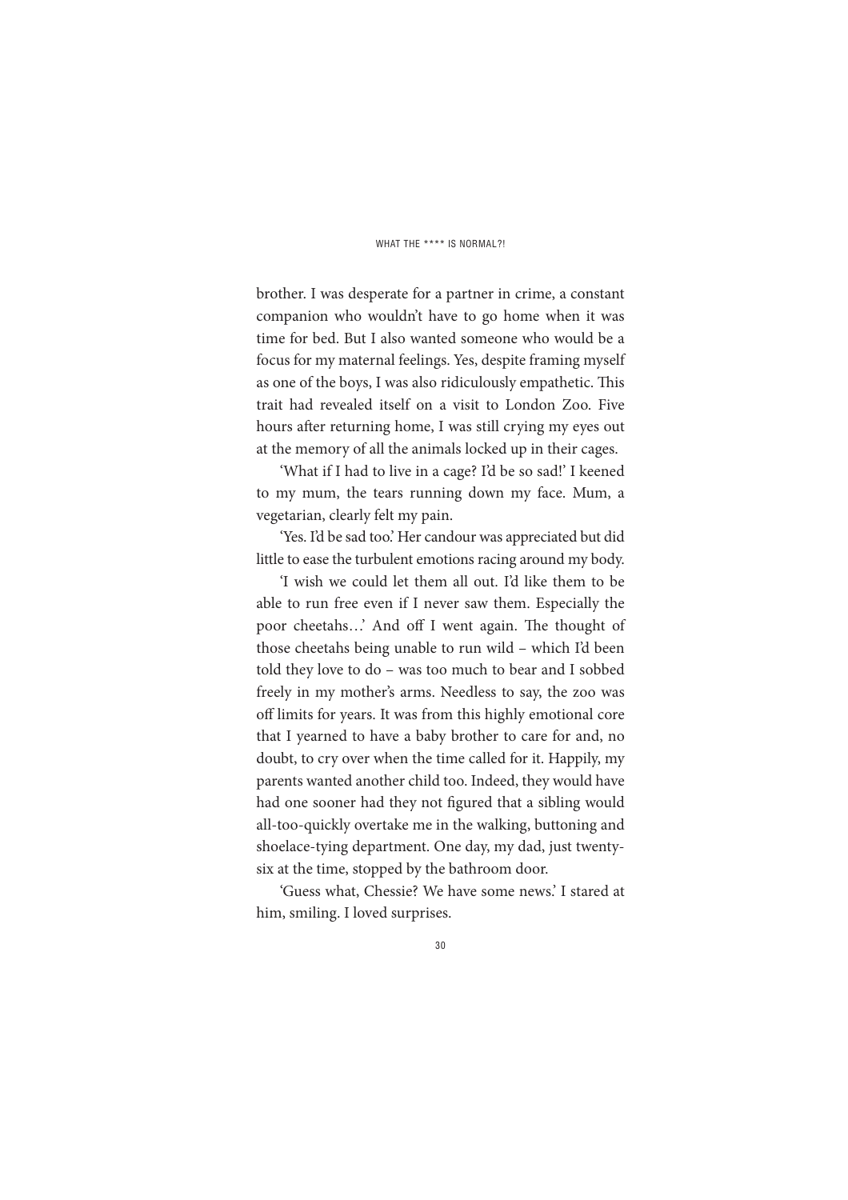brother. I was desperate for a partner in crime, a constant companion who wouldn't have to go home when it was time for bed. But I also wanted someone who would be a focus for my maternal feelings. Yes, despite framing myself as one of the boys, I was also ridiculously empathetic. This trait had revealed itself on a visit to London Zoo. Five hours after returning home, I was still crying my eyes out at the memory of all the animals locked up in their cages.

'What if I had to live in a cage? I'd be so sad!' I keened to my mum, the tears running down my face. Mum, a vegetarian, clearly felt my pain.

'Yes. I'd be sad too.' Her candour was appreciated but did little to ease the turbulent emotions racing around my body.

'I wish we could let them all out. I'd like them to be able to run free even if I never saw them. Especially the poor cheetahs…' And off I went again. The thought of those cheetahs being unable to run wild – which I'd been told they love to do – was too much to bear and I sobbed freely in my mother's arms. Needless to say, the zoo was off limits for years. It was from this highly emotional core that I yearned to have a baby brother to care for and, no doubt, to cry over when the time called for it. Happily, my parents wanted another child too. Indeed, they would have had one sooner had they not figured that a sibling would all-too-quickly overtake me in the walking, buttoning and shoelace-tying department. One day, my dad, just twenty-six at the time, stopped by the bathroom door.

'Guess what, Chessie? We have some news.' I stared at him, smiling. I loved surprises.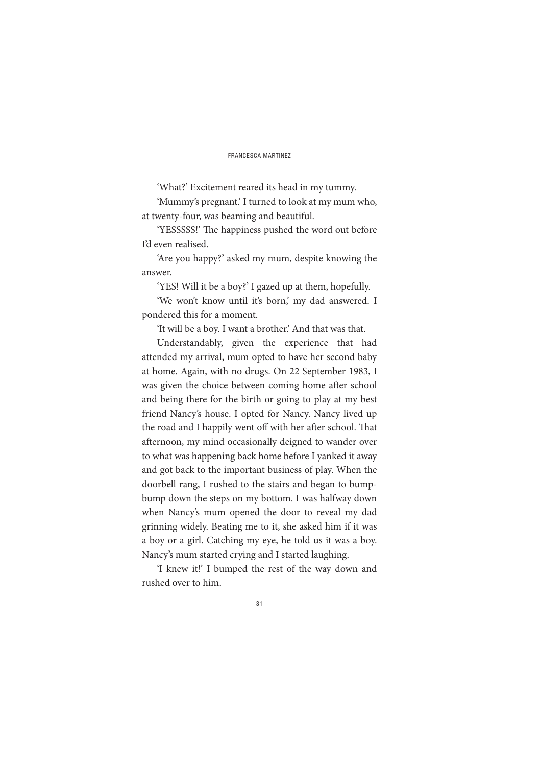'What?' Excitement reared its head in my tummy.

'Mummy's pregnant.' I turned to look at my mum who, at twenty-four, was beaming and beautiful.

'YESSSSS!' The happiness pushed the word out before I'd even realised.

'Are you happy?' asked my mum, despite knowing the answer.

'YES! Will it be a boy?' I gazed up at them, hopefully.

'We won't know until it's born,' my dad answered. I pondered this for a moment.

'It will be a boy. I want a brother.' And that was that.

Understandably, given the experience that had attended my arrival, mum opted to have her second baby at home. Again, with no drugs. On 22 September 1983, I was given the choice between coming home after school and being there for the birth or going to play at my best friend Nancy's house. I opted for Nancy. Nancy lived up the road and I happily went off with her after school. That afternoon, my mind occasionally deigned to wander over to what was happening back home before I yanked it away and got back to the important business of play. When the doorbell rang, I rushed to the stairs and began to bump-bump down the steps on my bottom. I was halfway down when Nancy's mum opened the door to reveal my dad grinning widely. Beating me to it, she asked him if it was a boy or a girl. Catching my eye, he told us it was a boy. Nancy's mum started crying and I started laughing.

'I knew it!' I bumped the rest of the way down and rushed over to him.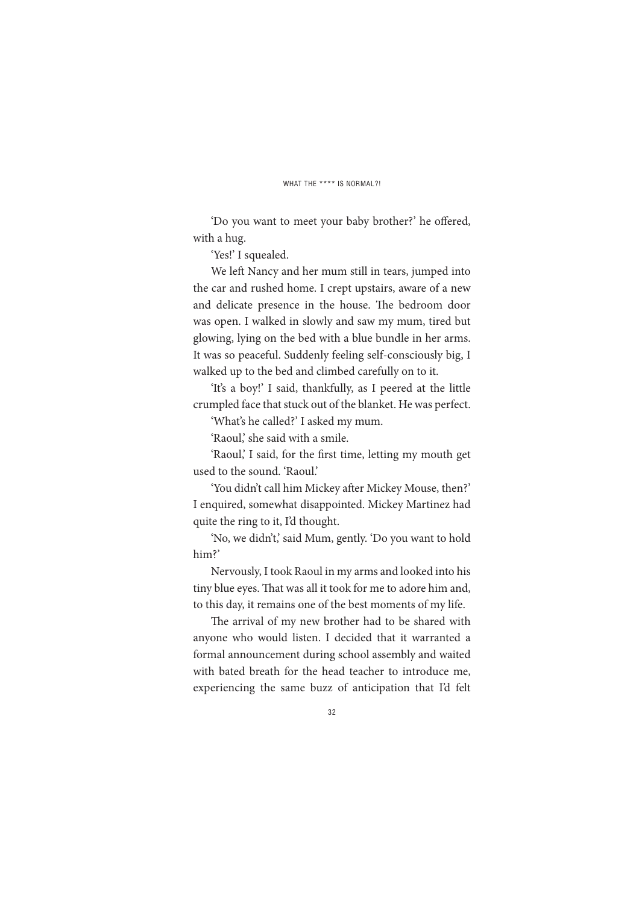'Do you want to meet your baby brother?' he offered, with a hug.

'Yes!' I squealed.

We left Nancy and her mum still in tears, jumped into the car and rushed home. I crept upstairs, aware of a new and delicate presence in the house. The bedroom door was open. I walked in slowly and saw my mum, tired but glowing, lying on the bed with a blue bundle in her arms. It was so peaceful. Suddenly feeling self-consciously big, I walked up to the bed and climbed carefully on to it.

'It's a boy!' I said, thankfully, as I peered at the little crumpled face that stuck out of the blanket. He was perfect.

'What's he called?' I asked my mum.

'Raoul,' she said with a smile.

'Raoul,' I said, for the first time, letting my mouth get used to the sound. 'Raoul.'

'You didn't call him Mickey after Mickey Mouse, then?' I enquired, somewhat disappointed. Mickey Martinez had quite the ring to it, I'd thought.

'No, we didn't,' said Mum, gently. 'Do you want to hold him?'

Nervously, I took Raoul in my arms and looked into his tiny blue eyes. That was all it took for me to adore him and, to this day, it remains one of the best moments of my life.

The arrival of my new brother had to be shared with anyone who would listen. I decided that it warranted a formal announcement during school assembly and waited with bated breath for the head teacher to introduce me, experiencing the same buzz of anticipation that I'd felt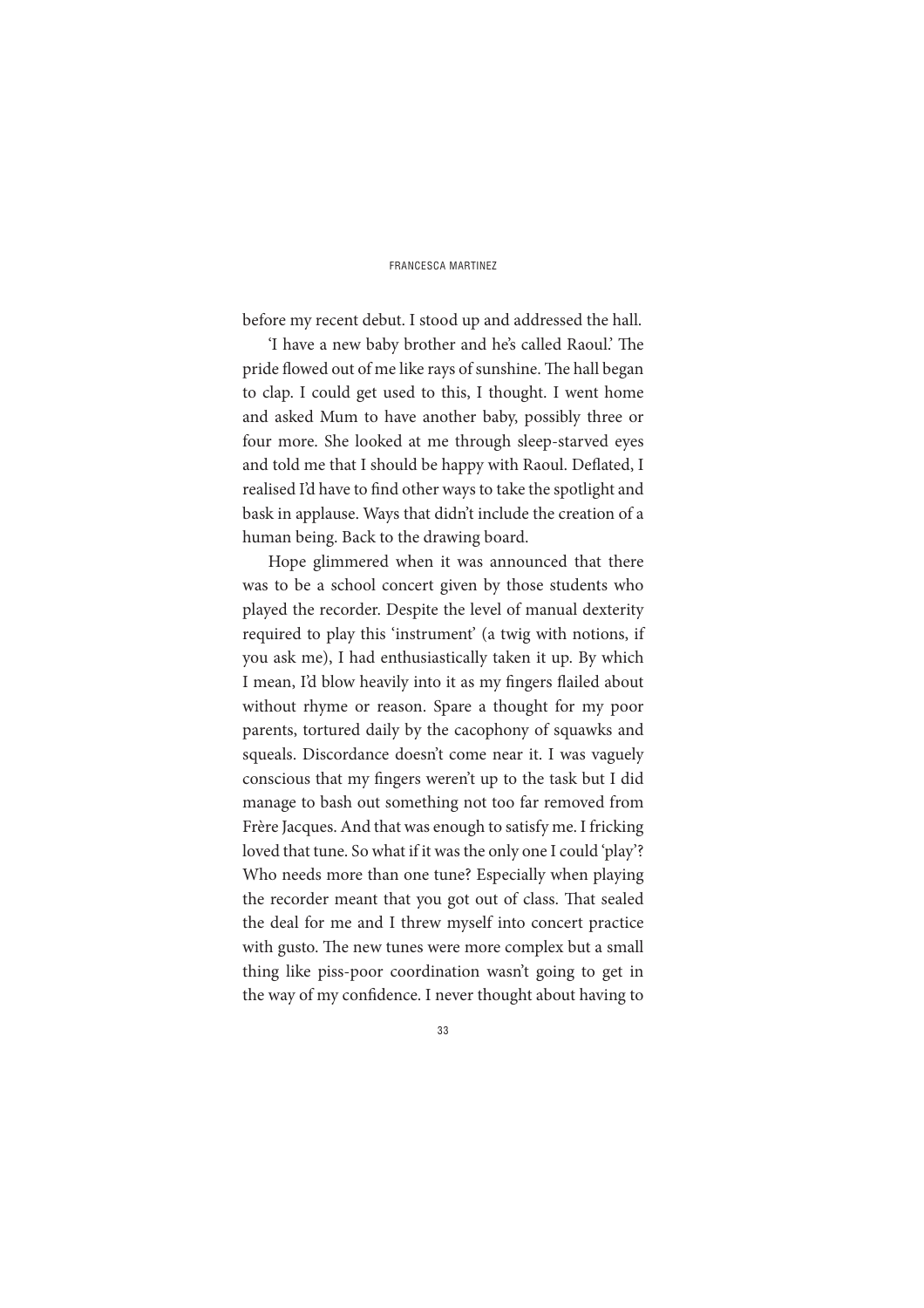before my recent debut. I stood up and addressed the hall.

'I have a new baby brother and he's called Raoul.' The pride flowed out of me like rays of sunshine. The hall began to clap. I could get used to this, I thought. I went home and asked Mum to have another baby, possibly three or four more. She looked at me through sleep-starved eyes and told me that I should be happy with Raoul. Deflated, I realised I'd have to find other ways to take the spotlight and bask in applause. Ways that didn't include the creation of a human being. Back to the drawing board.

Hope glimmered when it was announced that there was to be a school concert given by those students who played the recorder. Despite the level of manual dexterity required to play this 'instrument' (a twig with notions, if you ask me), I had enthusiastically taken it up. By which I mean, I'd blow heavily into it as my fingers flailed about without rhyme or reason. Spare a thought for my poor parents, tortured daily by the cacophony of squawks and squeals. Discordance doesn't come near it. I was vaguely conscious that my fingers weren't up to the task but I did manage to bash out something not too far removed from Frère Jacques. And that was enough to satisfy me. I fricking loved that tune. So what if it was the only one I could 'play'? Who needs more than one tune? Especially when playing the recorder meant that you got out of class. That sealed the deal for me and I threw myself into concert practice with gusto. The new tunes were more complex but a small thing like piss-poor coordination wasn't going to get in the way of my confidence. I never thought about having to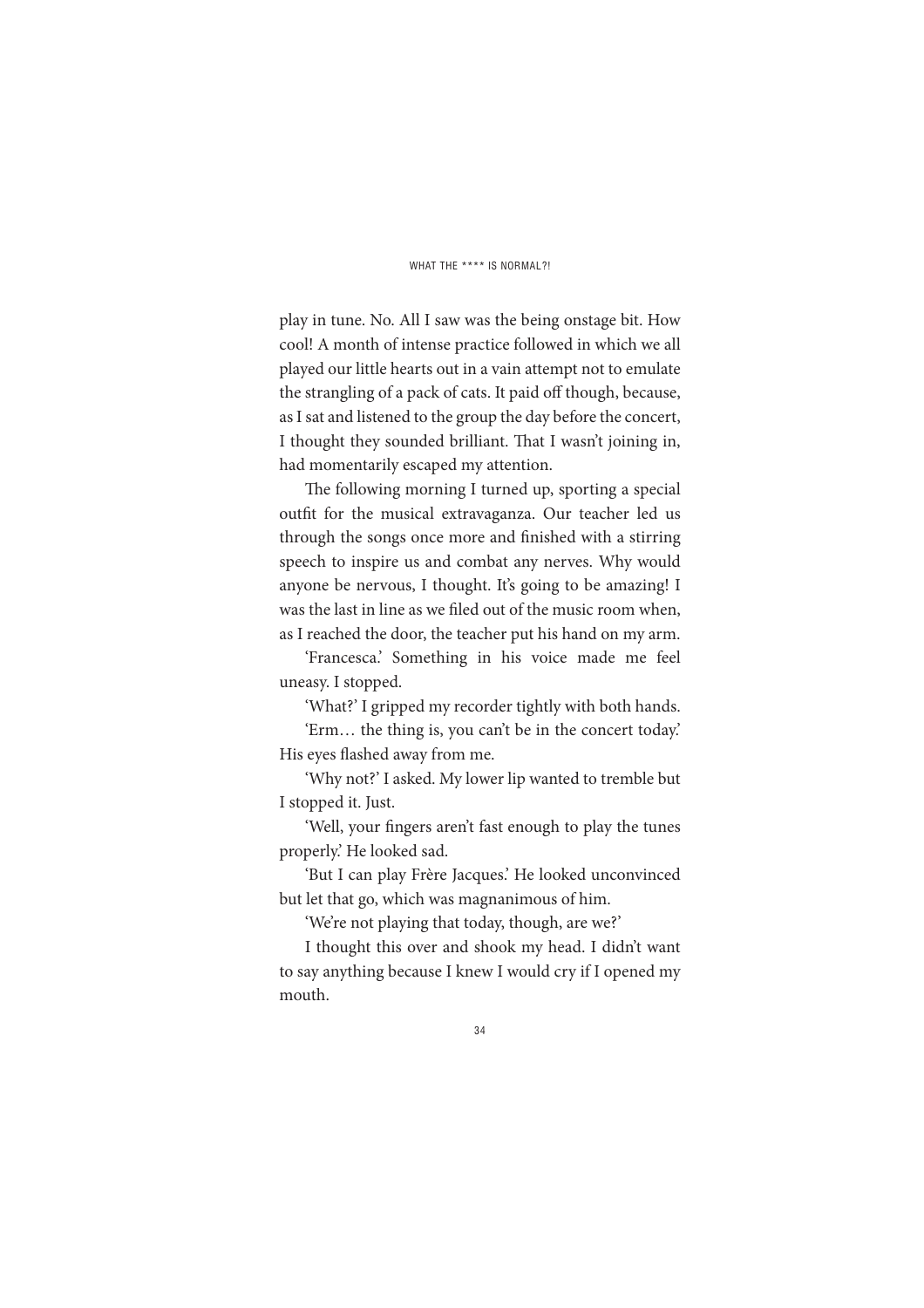play in tune. No. All I saw was the being onstage bit. How cool! A month of intense practice followed in which we all played our little hearts out in a vain attempt not to emulate the strangling of a pack of cats. It paid off though, because, as I sat and listened to the group the day before the concert, I thought they sounded brilliant. That I wasn't joining in, had momentarily escaped my attention.

The following morning I turned up, sporting a special outfit for the musical extravaganza. Our teacher led us through the songs once more and finished with a stirring speech to inspire us and combat any nerves. Why would anyone be nervous, I thought. It's going to be amazing! I was the last in line as we filed out of the music room when, as I reached the door, the teacher put his hand on my arm.

'Francesca.' Something in his voice made me feel uneasy. I stopped.

'What?' I gripped my recorder tightly with both hands.

'Erm… the thing is, you can't be in the concert today.' His eyes flashed away from me.

'Why not?' I asked. My lower lip wanted to tremble but I stopped it. Just.

'Well, your fingers aren't fast enough to play the tunes properly.' He looked sad.

'But I can play Frère Jacques.' He looked unconvinced but let that go, which was magnanimous of him.

'We're not playing that today, though, are we?'

I thought this over and shook my head. I didn't want to say anything because I knew I would cry if I opened my mouth.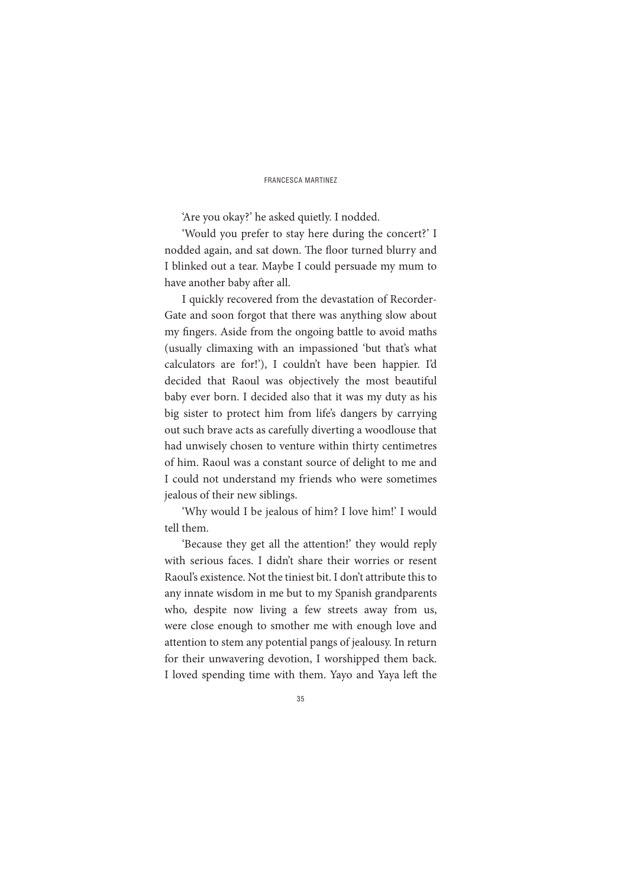'Are you okay?' he asked quietly. I nodded.

'Would you prefer to stay here during the concert?' I nodded again, and sat down. The floor turned blurry and I blinked out a tear. Maybe I could persuade my mum to have another baby after all.

I quickly recovered from the devastation of Recorder-Gate and soon forgot that there was anything slow about my fingers. Aside from the ongoing battle to avoid maths (usually climaxing with an impassioned 'but that's what calculators are for!'), I couldn't have been happier. I'd decided that Raoul was objectively the most beautiful baby ever born. I decided also that it was my duty as his big sister to protect him from life's dangers by carrying out such brave acts as carefully diverting a woodlouse that had unwisely chosen to venture within thirty centimetres of him. Raoul was a constant source of delight to me and I could not understand my friends who were sometimes jealous of their new siblings.

'Why would I be jealous of him? I love him!' I would tell them.

'Because they get all the attention!' they would reply with serious faces. I didn't share their worries or resent Raoul's existence. Not the tiniest bit. I don't attribute this to any innate wisdom in me but to my Spanish grandparents who, despite now living a few streets away from us, were close enough to smother me with enough love and attention to stem any potential pangs of jealousy. In return for their unwavering devotion, I worshipped them back. I loved spending time with them. Yayo and Yaya left the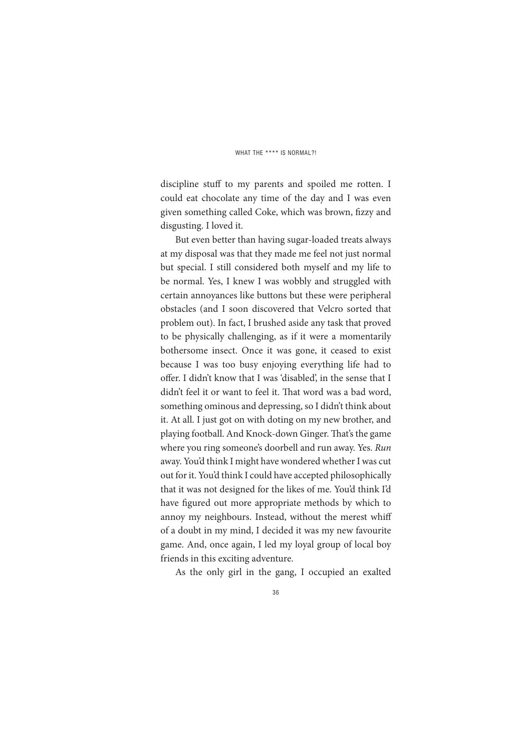discipline stuff to my parents and spoiled me rotten. I could eat chocolate any time of the day and I was even given something called Coke, which was brown, fizzy and disgusting. I loved it.

But even better than having sugar-loaded treats always at my disposal was that they made me feel not just normal but special. I still considered both myself and my life to be normal. Yes, I knew I was wobbly and struggled with certain annoyances like buttons but these were peripheral obstacles (and I soon discovered that Velcro sorted that problem out). In fact, I brushed aside any task that proved to be physically challenging, as if it were a momentarily bothersome insect. Once it was gone, it ceased to exist because I was too busy enjoying everything life had to offer. I didn't know that I was 'disabled', in the sense that I didn't feel it or want to feel it. That word was a bad word, something ominous and depressing, so I didn't think about it. At all. I just got on with doting on my new brother, and playing football. And Knock-down Ginger. That's the game where you ring someone's doorbell and run away. Yes. *Run* away. You'd think I might have wondered whether I was cut out for it. You'd think I could have accepted philosophically that it was not designed for the likes of me. You'd think I'd have figured out more appropriate methods by which to annoy my neighbours. Instead, without the merest whiff of a doubt in my mind, I decided it was my new favourite game. And, once again, I led my loyal group of local boy friends in this exciting adventure.

As the only girl in the gang, I occupied an exalted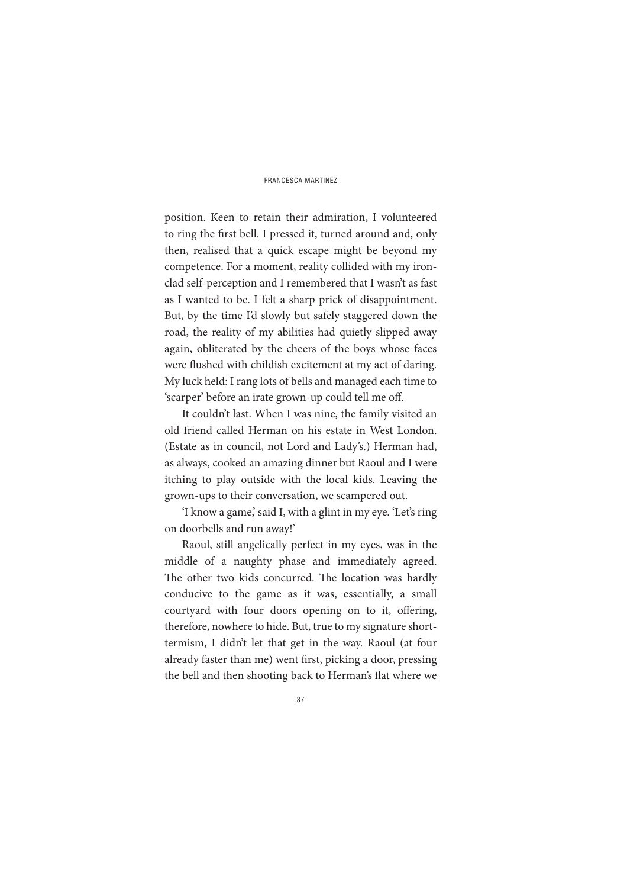position. Keen to retain their admiration, I volunteered to ring the first bell. I pressed it, turned around and, only then, realised that a quick escape might be beyond my competence. For a moment, reality collided with my iron-clad self-perception and I remembered that I wasn't as fast as I wanted to be. I felt a sharp prick of disappointment. But, by the time I'd slowly but safely staggered down the road, the reality of my abilities had quietly slipped away again, obliterated by the cheers of the boys whose faces were flushed with childish excitement at my act of daring. My luck held: I rang lots of bells and managed each time to 'scarper' before an irate grown-up could tell me off.

It couldn't last. When I was nine, the family visited an old friend called Herman on his estate in West London. (Estate as in council, not Lord and Lady's.) Herman had, as always, cooked an amazing dinner but Raoul and I were itching to play outside with the local kids. Leaving the grown-ups to their conversation, we scampered out.

'I know a game,' said I, with a glint in my eye. 'Let's ring on doorbells and run away!'

Raoul, still angelically perfect in my eyes, was in the middle of a naughty phase and immediately agreed. The other two kids concurred. The location was hardly conducive to the game as it was, essentially, a small courtyard with four doors opening on to it, offering, therefore, nowhere to hide. But, true to my signature short-termism, I didn't let that get in the way. Raoul (at four already faster than me) went first, picking a door, pressing the bell and then shooting back to Herman's flat where we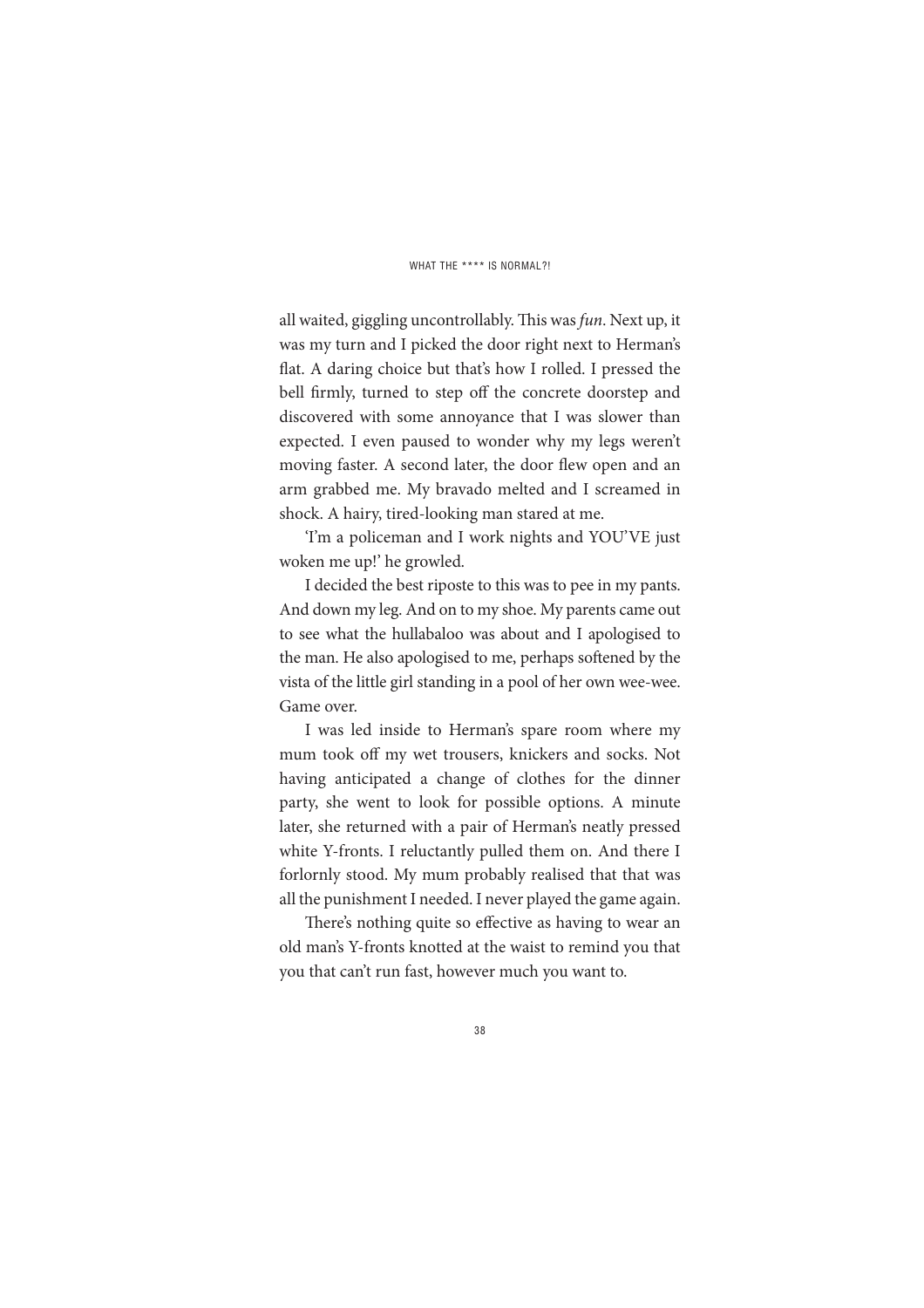all waited, giggling uncontrollably. This was *fun*. Next up, it was my turn and I picked the door right next to Herman's flat. A daring choice but that's how I rolled. I pressed the bell firmly, turned to step off the concrete doorstep and discovered with some annoyance that I was slower than expected. I even paused to wonder why my legs weren't moving faster. A second later, the door flew open and an arm grabbed me. My bravado melted and I screamed in shock. A hairy, tired-looking man stared at me.

'I'm a policeman and I work nights and YOU'VE just woken me up!' he growled.

I decided the best riposte to this was to pee in my pants. And down my leg. And on to my shoe. My parents came out to see what the hullabaloo was about and I apologised to the man. He also apologised to me, perhaps softened by the vista of the little girl standing in a pool of her own wee-wee. Game over.

I was led inside to Herman's spare room where my mum took off my wet trousers, knickers and socks. Not having anticipated a change of clothes for the dinner party, she went to look for possible options. A minute later, she returned with a pair of Herman's neatly pressed white Y-fronts. I reluctantly pulled them on. And there I forlornly stood. My mum probably realised that that was all the punishment I needed. I never played the game again.

There's nothing quite so effective as having to wear an old man's Y-fronts knotted at the waist to remind you that you that can't run fast, however much you want to.